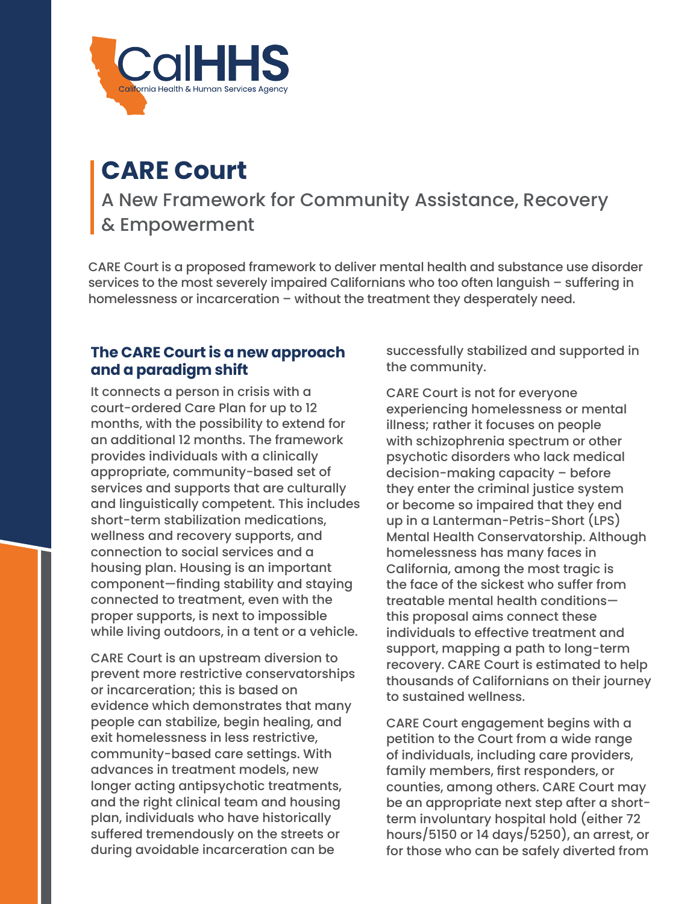CalHHS
California Health & Human Services Agency

# CARE Court

## A New Framework for Community Assistance, Recovery & Empowerment

CARE Court is a proposed framework to deliver mental health and substance use disorder services to the most severely impaired Californians who too often languish – suffering in homelessness or incarceration – without the treatment they desperately need.

### The CARE Court is a new approach and a paradigm shift

It connects a person in crisis with a court-ordered Care Plan for up to 12 months, with the possibility to extend for an additional 12 months. The framework provides individuals with a clinically appropriate, community-based set of services and supports that are culturally and linguistically competent. This includes short-term stabilization medications, wellness and recovery supports, and connection to social services and a housing plan. Housing is an important component—finding stability and staying connected to treatment, even with the proper supports, is next to impossible while living outdoors, in a tent or a vehicle.

CARE Court is an upstream diversion to prevent more restrictive conservatorships or incarceration; this is based on evidence which demonstrates that many people can stabilize, begin healing, and exit homelessness in less restrictive, community-based care settings. With advances in treatment models, new longer acting antipsychotic treatments, and the right clinical team and housing plan, individuals who have historically suffered tremendously on the streets or during avoidable incarceration can be successfully stabilized and supported in the community.

CARE Court is not for everyone experiencing homelessness or mental illness; rather it focuses on people with schizophrenia spectrum or other psychotic disorders who lack medical decision-making capacity – before they enter the criminal justice system or become so impaired that they end up in a Lanterman-Petris-Short (LPS) Mental Health Conservatorship. Although homelessness has many faces in California, among the most tragic is the face of the sickest who suffer from treatable mental health conditions—this proposal aims connect these individuals to effective treatment and support, mapping a path to long-term recovery. CARE Court is estimated to help thousands of Californians on their journey to sustained wellness.

CARE Court engagement begins with a petition to the Court from a wide range of individuals, including care providers, family members, first responders, or counties, among others. CARE Court may be an appropriate next step after a short-term involuntary hospital hold (either 72 hours/5150 or 14 days/5250), an arrest, or for those who can be safely diverted from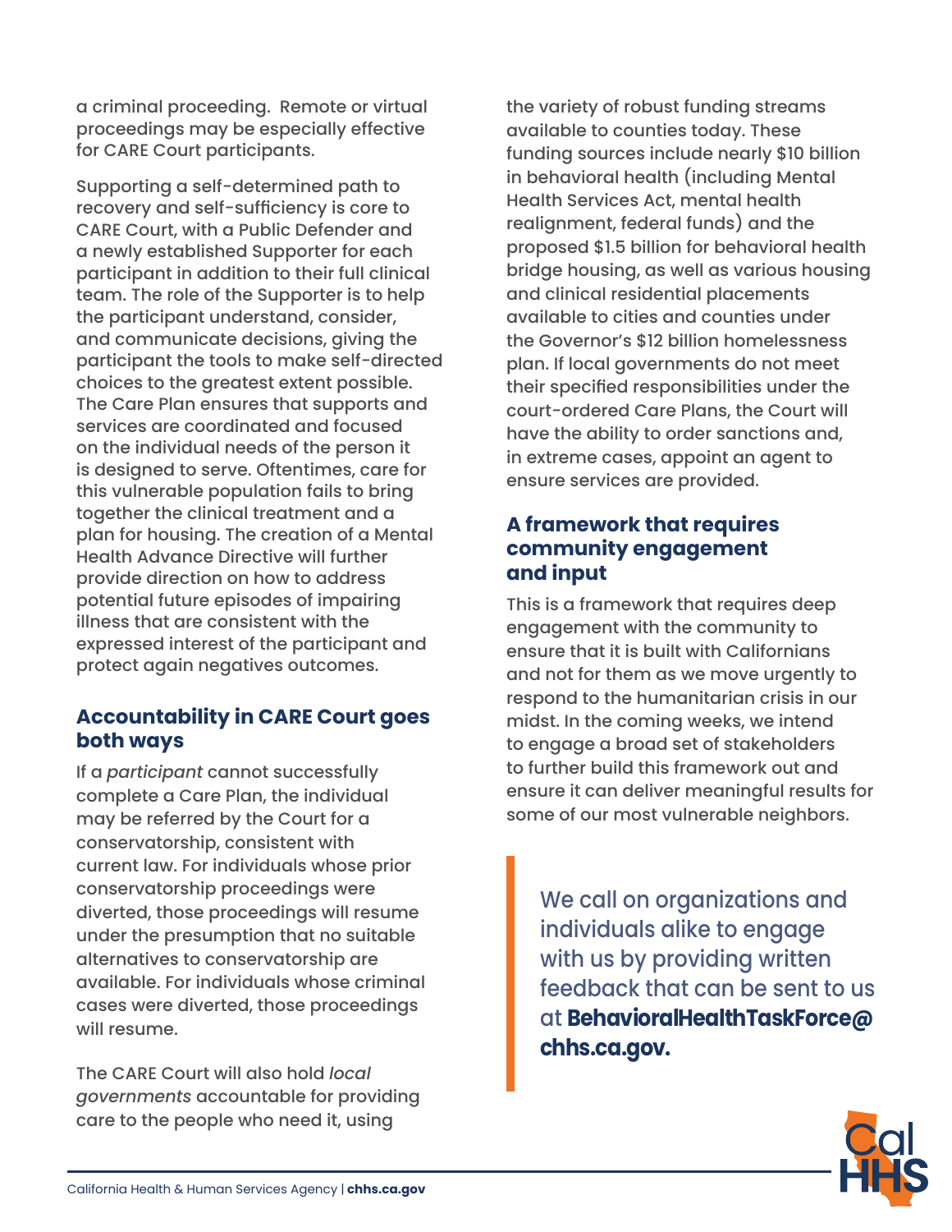a criminal proceeding. Remote or virtual proceedings may be especially effective for CARE Court participants.

Supporting a self-determined path to recovery and self-sufficiency is core to CARE Court, with a Public Defender and a newly established Supporter for each participant in addition to their full clinical team. The role of the Supporter is to help the participant understand, consider, and communicate decisions, giving the participant the tools to make self-directed choices to the greatest extent possible. The Care Plan ensures that supports and services are coordinated and focused on the individual needs of the person it is designed to serve. Oftentimes, care for this vulnerable population fails to bring together the clinical treatment and a plan for housing. The creation of a Mental Health Advance Directive will further provide direction on how to address potential future episodes of impairing illness that are consistent with the expressed interest of the participant and protect again negatives outcomes.

## Accountability in CARE Court goes both ways

If a *participant* cannot successfully complete a Care Plan, the individual may be referred by the Court for a conservatorship, consistent with current law. For individuals whose prior conservatorship proceedings were diverted, those proceedings will resume under the presumption that no suitable alternatives to conservatorship are available. For individuals whose criminal cases were diverted, those proceedings will resume.

The CARE Court will also hold *local governments* accountable for providing care to the people who need it, using the variety of robust funding streams available to counties today. These funding sources include nearly $10 billion in behavioral health (including Mental Health Services Act, mental health realignment, federal funds) and the proposed $1.5 billion for behavioral health bridge housing, as well as various housing and clinical residential placements available to cities and counties under the Governor's $12 billion homelessness plan. If local governments do not meet their specified responsibilities under the court-ordered Care Plans, the Court will have the ability to order sanctions and, in extreme cases, appoint an agent to ensure services are provided.

## A framework that requires community engagement and input

This is a framework that requires deep engagement with the community to ensure that it is built with Californians and not for them as we move urgently to respond to the humanitarian crisis in our midst. In the coming weeks, we intend to engage a broad set of stakeholders to further build this framework out and ensure it can deliver meaningful results for some of our most vulnerable neighbors.

> We call on organizations and individuals alike to engage with us by providing written feedback that can be sent to us at **BehavioralHealthTaskForce@chhs.ca.gov.**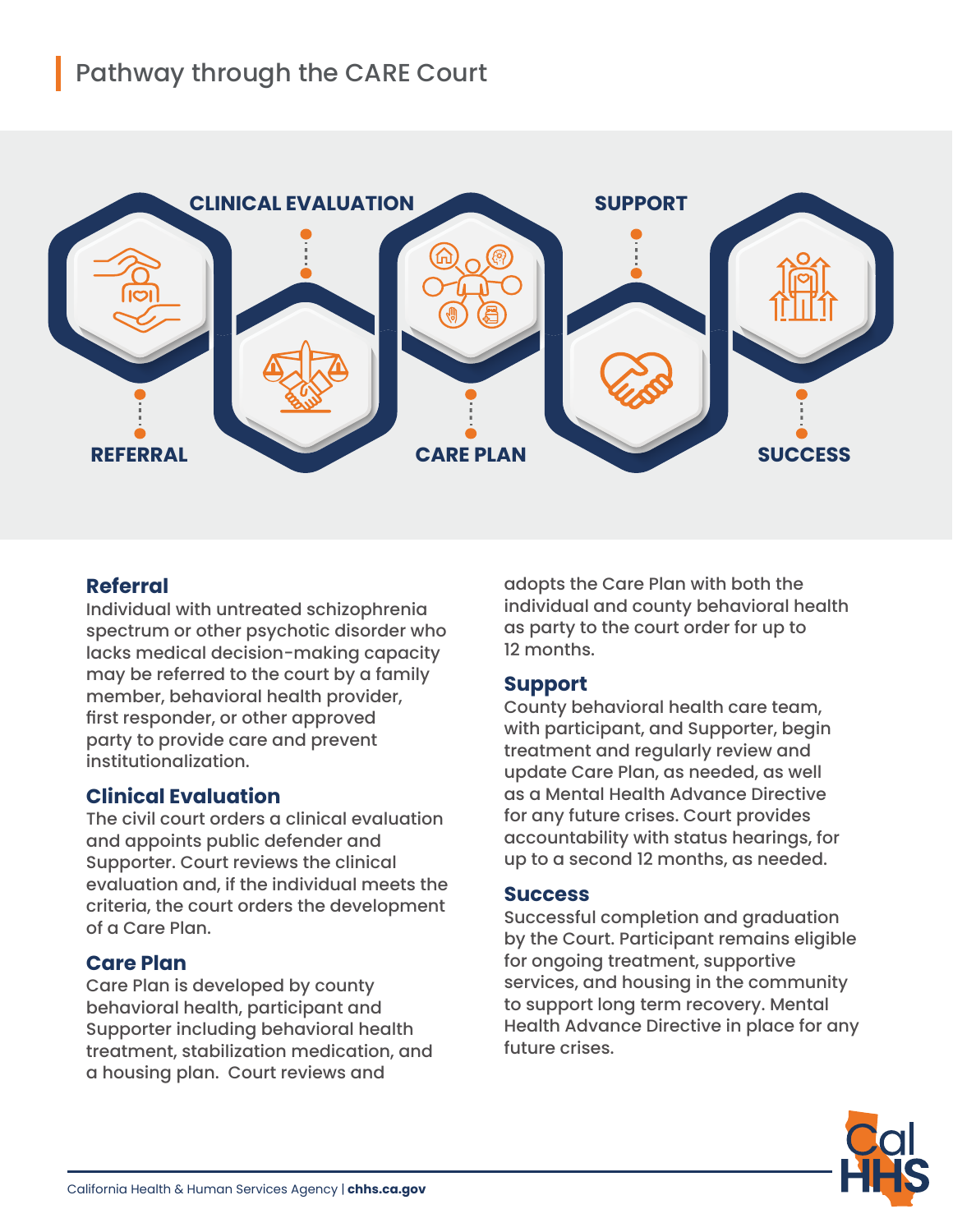# Pathway through the CARE Court

CLINICAL EVALUATION

SUPPORT

REFERRAL

CARE PLAN

SUCCESS

### Referral

Individual with untreated schizophrenia spectrum or other psychotic disorder who lacks medical decision-making capacity may be referred to the court by a family member, behavioral health provider, first responder, or other approved party to provide care and prevent institutionalization.

### Clinical Evaluation

The civil court orders a clinical evaluation and appoints public defender and Supporter. Court reviews the clinical evaluation and, if the individual meets the criteria, the court orders the development of a Care Plan.

### Care Plan

Care Plan is developed by county behavioral health, participant and Supporter including behavioral health treatment, stabilization medication, and a housing plan. Court reviews and adopts the Care Plan with both the individual and county behavioral health as party to the court order for up to 12 months.

### Support

County behavioral health care team, with participant, and Supporter, begin treatment and regularly review and update Care Plan, as needed, as well as a Mental Health Advance Directive for any future crises. Court provides accountability with status hearings, for up to a second 12 months, as needed.

### Success

Successful completion and graduation by the Court. Participant remains eligible for ongoing treatment, supportive services, and housing in the community to support long term recovery. Mental Health Advance Directive in place for any future crises.

California Health & Human Services Agency | **chhs.ca.gov**